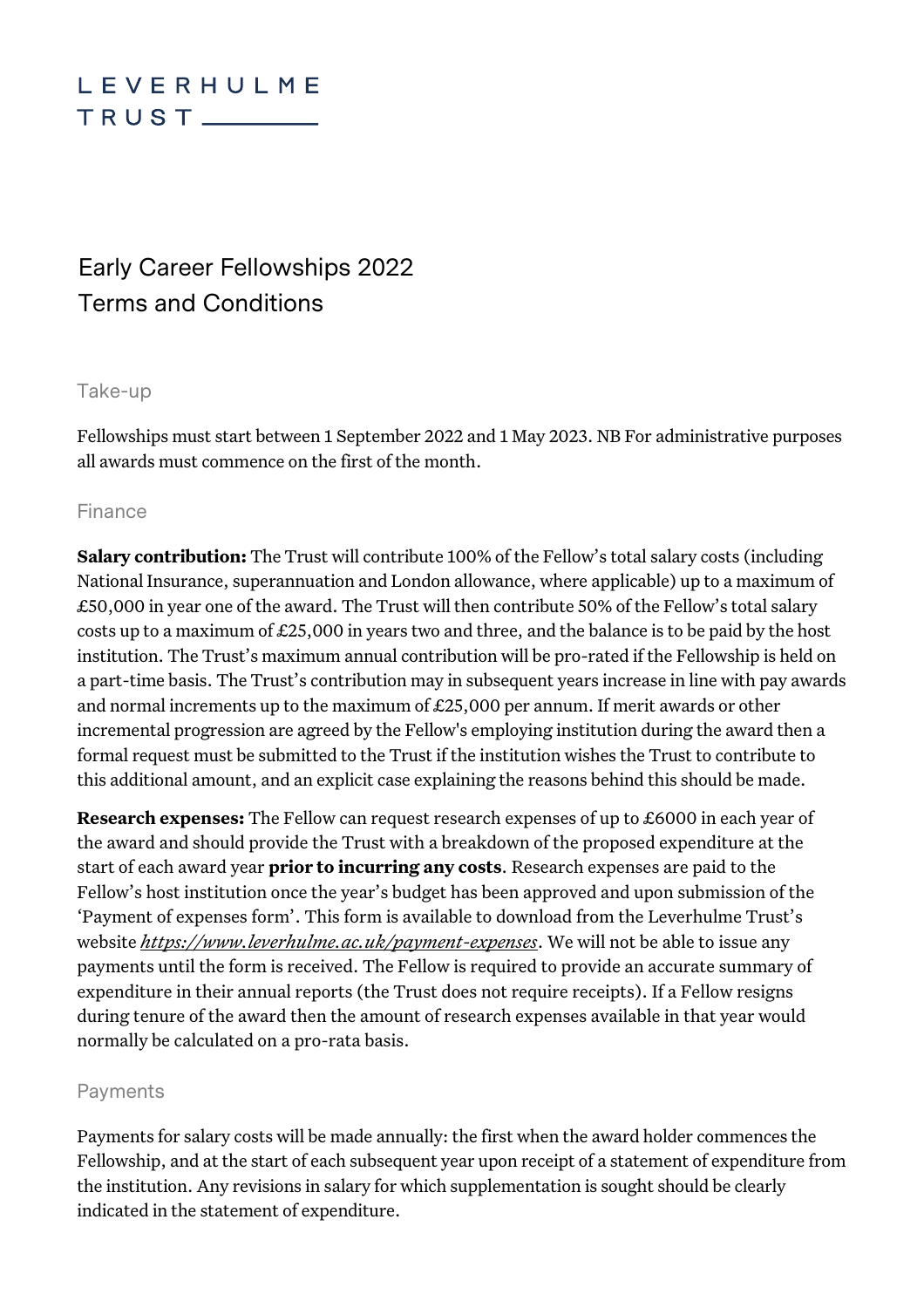LEVERHULME TRUST

# Early Career Fellowships 2022 Terms and Conditions

## Take-up

Fellowships must start between 1 September 2022 and 1 May 2023. NB For administrative purposes all awards must commence on the first of the month.

## Finance

**Salary contribution:** The Trust will contribute 100% of the Fellow's total salary costs (including National Insurance, superannuation and London allowance, where applicable) up to a maximum of £50,000 in year one of the award. The Trust will then contribute 50% of the Fellow's total salary costs up to a maximum of £25,000 in years two and three, and the balance is to be paid by the host institution. The Trust's maximum annual contribution will be pro-rated if the Fellowship is held on a part-time basis. The Trust's contribution may in subsequent years increase in line with pay awards and normal increments up to the maximum of £25,000 per annum. If merit awards or other incremental progression are agreed by the Fellow's employing institution during the award then a formal request must be submitted to the Trust if the institution wishes the Trust to contribute to this additional amount, and an explicit case explaining the reasons behind this should be made.

**Research expenses:** The Fellow can request research expenses of up to £6000 in each year of the award and should provide the Trust with a breakdown of the proposed expenditure at the start of each award year **prior to incurring any costs**. Research expenses are paid to the Fellow's host institution once the year's budget has been approved and upon submission of the 'Payment of expenses form'. This form is available to download from the Leverhulme Trust's website *https://www.leverhulme.ac.uk/payment-expenses*. We will not be able to issue any payments until the form is received. The Fellow is required to provide an accurate summary of expenditure in their annual reports (the Trust does not require receipts). If a Fellow resigns during tenure of the award then the amount of research expenses available in that year would normally be calculated on a pro-rata basis.

## Payments

Payments for salary costs will be made annually: the first when the award holder commences the Fellowship, and at the start of each subsequent year upon receipt of a statement of expenditure from the institution. Any revisions in salary for which supplementation is sought should be clearly indicated in the statement of expenditure.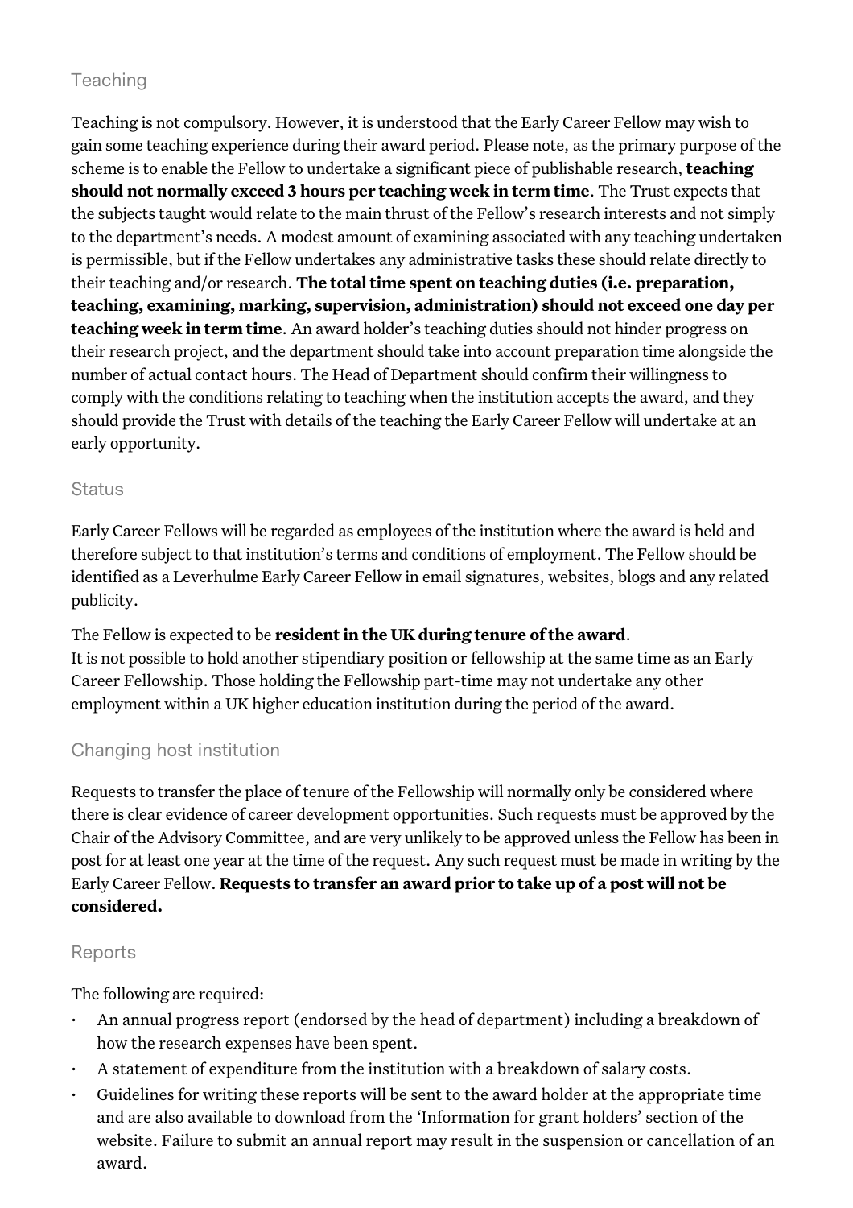## Teaching

Teaching is not compulsory. However, it is understood that the Early Career Fellow may wish to gain some teaching experience during their award period. Please note, as the primary purpose of the scheme is to enable the Fellow to undertake a significant piece of publishable research, **teaching should not normally exceed 3 hours per teaching week in term time**. The Trust expects that the subjects taught would relate to the main thrust of the Fellow's research interests and not simply to the department's needs. A modest amount of examining associated with any teaching undertaken is permissible, but if the Fellow undertakes any administrative tasks these should relate directly to their teaching and/or research. **The total time spent on teaching duties (i.e. preparation, teaching, examining, marking, supervision, administration) should not exceed one day per teaching week in term time**. An award holder's teaching duties should not hinder progress on their research project, and the department should take into account preparation time alongside the number of actual contact hours. The Head of Department should confirm their willingness to comply with the conditions relating to teaching when the institution accepts the award, and they should provide the Trust with details of the teaching the Early Career Fellow will undertake at an early opportunity.

## Status

Early Career Fellows will be regarded as employees of the institution where the award is held and therefore subject to that institution's terms and conditions of employment. The Fellow should be identified as a Leverhulme Early Career Fellow in email signatures, websites, blogs and any related publicity.

The Fellow is expected to be **resident in the UK during tenure of the award**.
It is not possible to hold another stipendiary position or fellowship at the same time as an Early Career Fellowship. Those holding the Fellowship part-time may not undertake any other employment within a UK higher education institution during the period of the award.

## Changing host institution

Requests to transfer the place of tenure of the Fellowship will normally only be considered where there is clear evidence of career development opportunities. Such requests must be approved by the Chair of the Advisory Committee, and are very unlikely to be approved unless the Fellow has been in post for at least one year at the time of the request. Any such request must be made in writing by the Early Career Fellow. **Requests to transfer an award prior to take up of a post will not be considered.**

## Reports

The following are required:

- An annual progress report (endorsed by the head of department) including a breakdown of how the research expenses have been spent.
- A statement of expenditure from the institution with a breakdown of salary costs.
- Guidelines for writing these reports will be sent to the award holder at the appropriate time and are also available to download from the 'Information for grant holders' section of the website. Failure to submit an annual report may result in the suspension or cancellation of an award.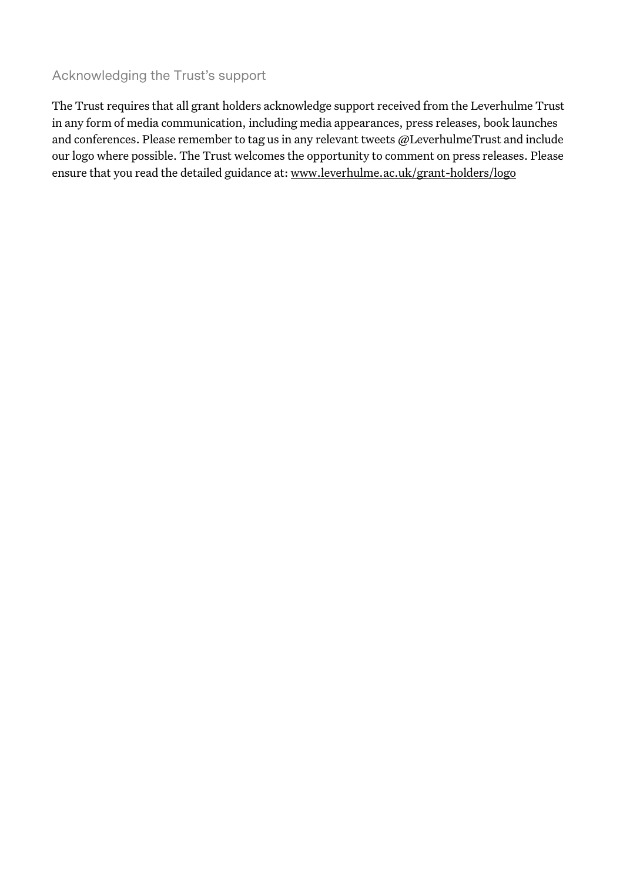## Acknowledging the Trust's support

The Trust requires that all grant holders acknowledge support received from the Leverhulme Trust in any form of media communication, including media appearances, press releases, book launches and conferences. Please remember to tag us in any relevant tweets @LeverhulmeTrust and include our logo where possible. The Trust welcomes the opportunity to comment on press releases. Please ensure that you read the detailed guidance at: www.leverhulme.ac.uk/grant-holders/logo